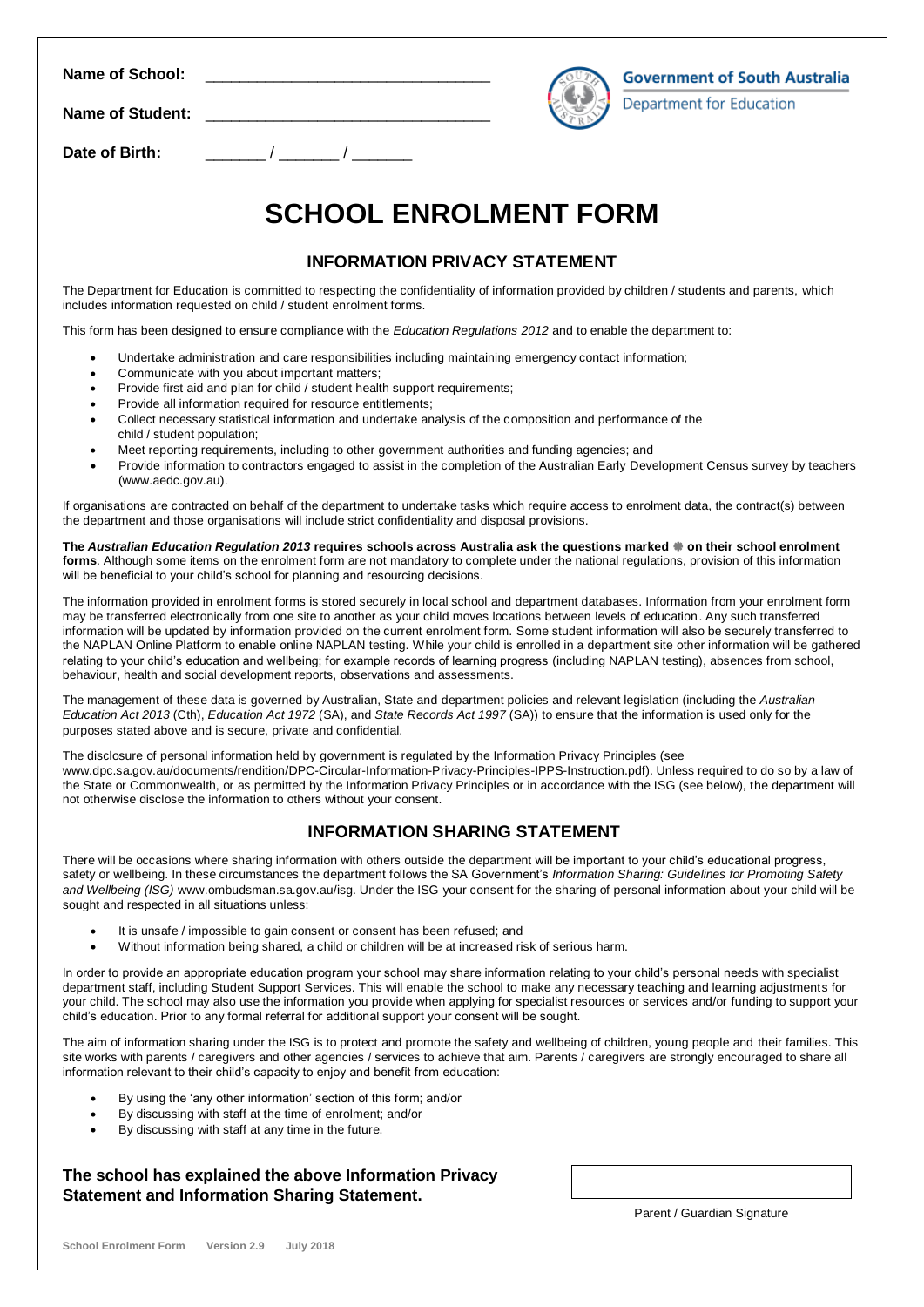**Name of School:** ________________________________

**Name of Student:** ________________________________

**Date of Birth:** _______ / _______ / _______

Government of South Australia
Department for Education

# SCHOOL ENROLMENT FORM

## INFORMATION PRIVACY STATEMENT

The Department for Education is committed to respecting the confidentiality of information provided by children / students and parents, which includes information requested on child / student enrolment forms.

This form has been designed to ensure compliance with the *Education Regulations 2012* and to enable the department to:

- Undertake administration and care responsibilities including maintaining emergency contact information;
- Communicate with you about important matters;
- Provide first aid and plan for child / student health support requirements;
- Provide all information required for resource entitlements;
- Collect necessary statistical information and undertake analysis of the composition and performance of the child / student population;
- Meet reporting requirements, including to other government authorities and funding agencies; and
- Provide information to contractors engaged to assist in the completion of the Australian Early Development Census survey by teachers (www.aedc.gov.au).

If organisations are contracted on behalf of the department to undertake tasks which require access to enrolment data, the contract(s) between the department and those organisations will include strict confidentiality and disposal provisions.

**The *Australian Education Regulation 2013* requires schools across Australia ask the questions marked ✱ on their school enrolment forms**. Although some items on the enrolment form are not mandatory to complete under the national regulations, provision of this information will be beneficial to your child's school for planning and resourcing decisions.

The information provided in enrolment forms is stored securely in local school and department databases. Information from your enrolment form may be transferred electronically from one site to another as your child moves locations between levels of education. Any such transferred information will be updated by information provided on the current enrolment form. Some student information will also be securely transferred to the NAPLAN Online Platform to enable online NAPLAN testing. While your child is enrolled in a department site other information will be gathered relating to your child's education and wellbeing; for example records of learning progress (including NAPLAN testing), absences from school, behaviour, health and social development reports, observations and assessments.

The management of these data is governed by Australian, State and department policies and relevant legislation (including the *Australian Education Act 2013* (Cth), *Education Act 1972* (SA), and *State Records Act 1997* (SA)) to ensure that the information is used only for the purposes stated above and is secure, private and confidential.

The disclosure of personal information held by government is regulated by the Information Privacy Principles (see www.dpc.sa.gov.au/documents/rendition/DPC-Circular-Information-Privacy-Principles-IPPS-Instruction.pdf). Unless required to do so by a law of the State or Commonwealth, or as permitted by the Information Privacy Principles or in accordance with the ISG (see below), the department will not otherwise disclose the information to others without your consent.

## INFORMATION SHARING STATEMENT

There will be occasions where sharing information with others outside the department will be important to your child's educational progress, safety or wellbeing. In these circumstances the department follows the SA Government's *Information Sharing: Guidelines for Promoting Safety and Wellbeing (ISG)* www.ombudsman.sa.gov.au/isg. Under the ISG your consent for the sharing of personal information about your child will be sought and respected in all situations unless:

- It is unsafe / impossible to gain consent or consent has been refused; and
- Without information being shared, a child or children will be at increased risk of serious harm.

In order to provide an appropriate education program your school may share information relating to your child's personal needs with specialist department staff, including Student Support Services. This will enable the school to make any necessary teaching and learning adjustments for your child. The school may also use the information you provide when applying for specialist resources or services and/or funding to support your child's education. Prior to any formal referral for additional support your consent will be sought.

The aim of information sharing under the ISG is to protect and promote the safety and wellbeing of children, young people and their families. This site works with parents / caregivers and other agencies / services to achieve that aim. Parents / caregivers are strongly encouraged to share all information relevant to their child's capacity to enjoy and benefit from education:

- By using the 'any other information' section of this form; and/or
- By discussing with staff at the time of enrolment; and/or
- By discussing with staff at any time in the future.

**The school has explained the above Information Privacy Statement and Information Sharing Statement.**

Parent / Guardian Signature

School Enrolment Form Version 2.9 July 2018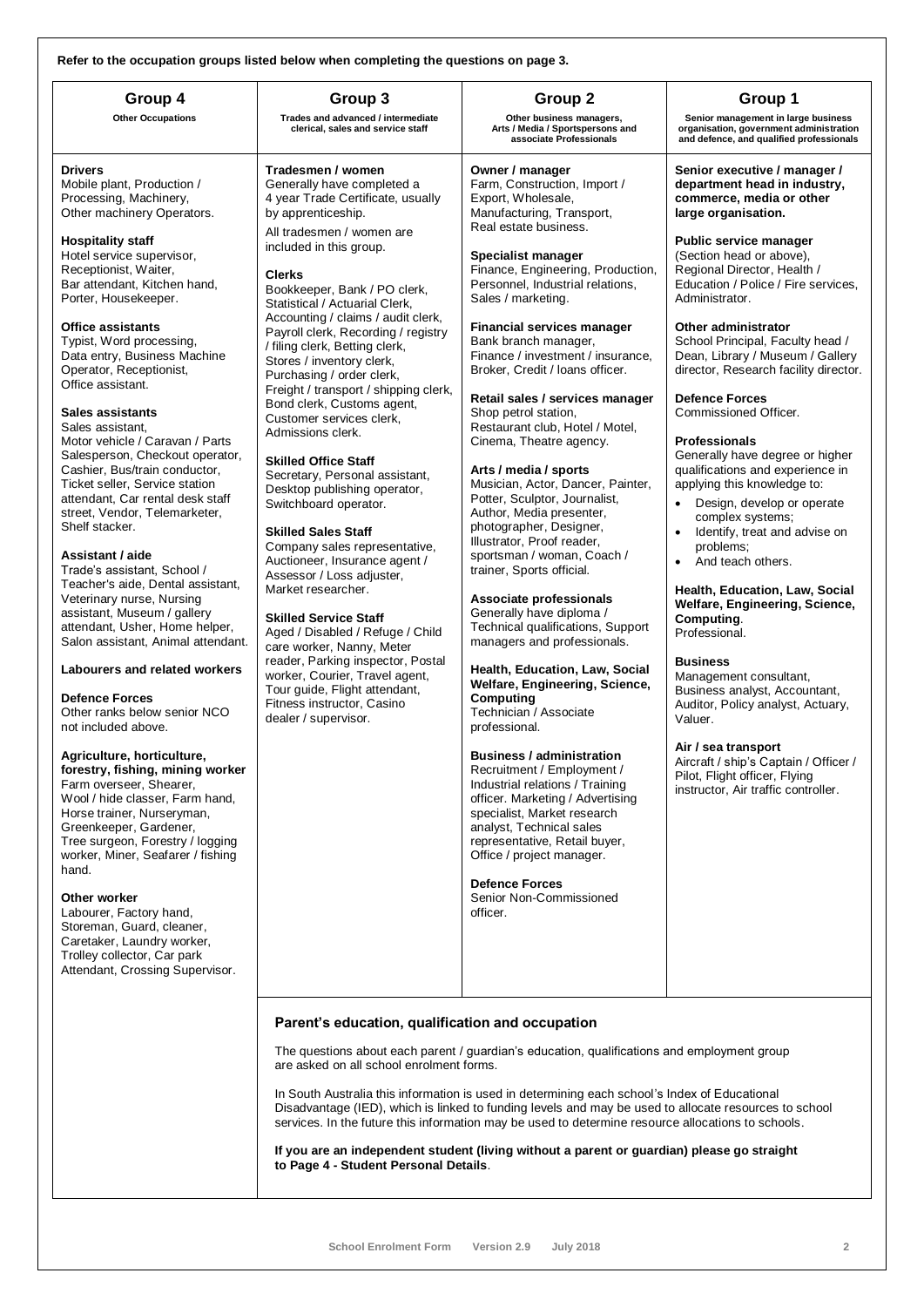**Refer to the occupation groups listed below when completing the questions on page 3.**

## Group 4

**Other Occupations**

**Drivers**
Mobile plant, Production / Processing, Machinery, Other machinery Operators.

**Hospitality staff**
Hotel service supervisor, Receptionist, Waiter, Bar attendant, Kitchen hand, Porter, Housekeeper.

**Office assistants**
Typist, Word processing, Data entry, Business Machine Operator, Receptionist, Office assistant.

**Sales assistants**
Sales assistant, Motor vehicle / Caravan / Parts Salesperson, Checkout operator, Cashier, Bus/train conductor, Ticket seller, Service station attendant, Car rental desk staff street, Vendor, Telemarketer, Shelf stacker.

**Assistant / aide**
Trade's assistant, School / Teacher's aide, Dental assistant, Veterinary nurse, Nursing assistant, Museum / gallery attendant, Usher, Home helper, Salon assistant, Animal attendant.

**Labourers and related workers**

**Defence Forces**
Other ranks below senior NCO not included above.

**Agriculture, horticulture, forestry, fishing, mining worker**
Farm overseer, Shearer, Wool / hide classer, Farm hand, Horse trainer, Nurseryman, Greenkeeper, Gardener, Tree surgeon, Forestry / logging worker, Miner, Seafarer / fishing hand.

**Other worker**
Labourer, Factory hand, Storeman, Guard, cleaner, Caretaker, Laundry worker, Trolley collector, Car park Attendant, Crossing Supervisor.

## Group 3

**Trades and advanced / intermediate clerical, sales and service staff**

**Tradesmen / women**
Generally have completed a 4 year Trade Certificate, usually by apprenticeship.

All tradesmen / women are included in this group.

**Clerks**
Bookkeeper, Bank / PO clerk, Statistical / Actuarial Clerk, Accounting / claims / audit clerk, Payroll clerk, Recording / registry / filing clerk, Betting clerk, Stores / inventory clerk, Purchasing / order clerk, Freight / transport / shipping clerk, Bond clerk, Customs agent, Customer services clerk, Admissions clerk.

**Skilled Office Staff**
Secretary, Personal assistant, Desktop publishing operator, Switchboard operator.

**Skilled Sales Staff**
Company sales representative, Auctioneer, Insurance agent / Assessor / Loss adjuster, Market researcher.

**Skilled Service Staff**
Aged / Disabled / Refuge / Child care worker, Nanny, Meter reader, Parking inspector, Postal worker, Courier, Travel agent, Tour guide, Flight attendant, Fitness instructor, Casino dealer / supervisor.

## Group 2

**Other business managers, Arts / Media / Sportspersons and associate Professionals**

**Owner / manager**
Farm, Construction, Import / Export, Wholesale, Manufacturing, Transport, Real estate business.

**Specialist manager**
Finance, Engineering, Production, Personnel, Industrial relations, Sales / marketing.

**Financial services manager**
Bank branch manager, Finance / investment / insurance, Broker, Credit / loans officer.

**Retail sales / services manager**
Shop petrol station, Restaurant club, Hotel / Motel, Cinema, Theatre agency.

**Arts / media / sports**
Musician, Actor, Dancer, Painter, Potter, Sculptor, Journalist, Author, Media presenter, photographer, Designer, Illustrator, Proof reader, sportsman / woman, Coach / trainer, Sports official.

**Associate professionals**
Generally have diploma / Technical qualifications, Support managers and professionals.

**Health, Education, Law, Social Welfare, Engineering, Science, Computing**
Technician / Associate professional.

**Business / administration**
Recruitment / Employment / Industrial relations / Training officer. Marketing / Advertising specialist, Market research analyst, Technical sales representative, Retail buyer, Office / project manager.

**Defence Forces**
Senior Non-Commissioned officer.

## Group 1

**Senior management in large business organisation, government administration and defence, and qualified professionals**

**Senior executive / manager / department head in industry, commerce, media or other large organisation.**

**Public service manager**
(Section head or above), Regional Director, Health / Education / Police / Fire services, Administrator.

**Other administrator**
School Principal, Faculty head / Dean, Library / Museum / Gallery director, Research facility director.

**Defence Forces**
Commissioned Officer.

**Professionals**
Generally have degree or higher qualifications and experience in applying this knowledge to:

- Design, develop or operate complex systems;
- Identify, treat and advise on problems;
- And teach others.

**Health, Education, Law, Social Welfare, Engineering, Science, Computing.**
Professional.

**Business**
Management consultant, Business analyst, Accountant, Auditor, Policy analyst, Actuary, Valuer.

**Air / sea transport**
Aircraft / ship's Captain / Officer / Pilot, Flight officer, Flying instructor, Air traffic controller.

## Parent's education, qualification and occupation

The questions about each parent / guardian's education, qualifications and employment group are asked on all school enrolment forms.

In South Australia this information is used in determining each school's Index of Educational Disadvantage (IED), which is linked to funding levels and may be used to allocate resources to school services. In the future this information may be used to determine resource allocations to schools.

**If you are an independent student (living without a parent or guardian) please go straight to Page 4 - Student Personal Details**.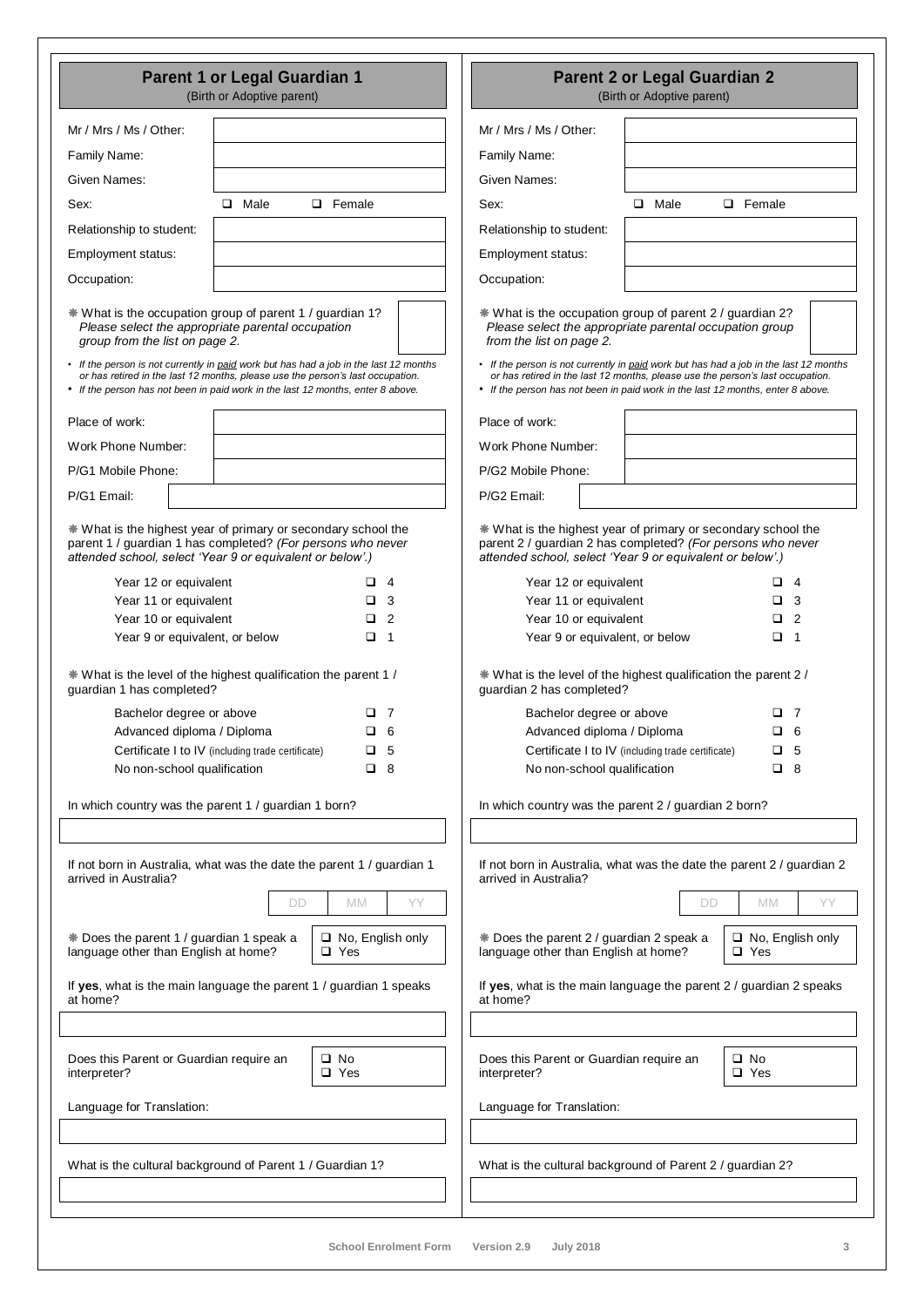## Parent 1 or Legal Guardian 1
(Birth or Adoptive parent)

| | |
|---|---|
| Mr / Mrs / Ms / Other: | |
| Family Name: | |
| Given Names: | |
| Sex: | ❑ Male ❑ Female |
| Relationship to student: | |
| Employment status: | |
| Occupation: | |

❋ What is the occupation group of parent 1 / guardian 1? *Please select the appropriate parental occupation group from the list on page 2.*

- *If the person is not currently in paid work but has had a job in the last 12 months or has retired in the last 12 months, please use the person's last occupation.*
- *If the person has not been in paid work in the last 12 months, enter 8 above.*

| | |
|---|---|
| Place of work: | |
| Work Phone Number: | |
| P/G1 Mobile Phone: | |
| P/G1 Email: | |

❋ What is the highest year of primary or secondary school the parent 1 / guardian 1 has completed? *(For persons who never attended school, select 'Year 9 or equivalent or below'.)*

| | |
|---|---|
| Year 12 or equivalent | ❑ 4 |
| Year 11 or equivalent | ❑ 3 |
| Year 10 or equivalent | ❑ 2 |
| Year 9 or equivalent, or below | ❑ 1 |

❋ What is the level of the highest qualification the parent 1 / guardian 1 has completed?

| | |
|---|---|
| Bachelor degree or above | ❑ 7 |
| Advanced diploma / Diploma | ❑ 6 |
| Certificate I to IV (including trade certificate) | ❑ 5 |
| No non-school qualification | ❑ 8 |

In which country was the parent 1 / guardian 1 born?

If not born in Australia, what was the date the parent 1 / guardian 1 arrived in Australia?

DD / MM / YY

❋ Does the parent 1 / guardian 1 speak a language other than English at home? ❑ No, English only ❑ Yes

If **yes**, what is the main language the parent 1 / guardian 1 speaks at home?

Does this Parent or Guardian require an interpreter? ❑ No ❑ Yes

Language for Translation:

What is the cultural background of Parent 1 / Guardian 1?

## Parent 2 or Legal Guardian 2
(Birth or Adoptive parent)

| | |
|---|---|
| Mr / Mrs / Ms / Other: | |
| Family Name: | |
| Given Names: | |
| Sex: | ❑ Male ❑ Female |
| Relationship to student: | |
| Employment status: | |
| Occupation: | |

❋ What is the occupation group of parent 2 / guardian 2? *Please select the appropriate parental occupation group from the list on page 2.*

- *If the person is not currently in paid work but has had a job in the last 12 months or has retired in the last 12 months, please use the person's last occupation.*
- *If the person has not been in paid work in the last 12 months, enter 8 above.*

| | |
|---|---|
| Place of work: | |
| Work Phone Number: | |
| P/G2 Mobile Phone: | |
| P/G2 Email: | |

❋ What is the highest year of primary or secondary school the parent 2 / guardian 2 has completed? *(For persons who never attended school, select 'Year 9 or equivalent or below'.)*

| | |
|---|---|
| Year 12 or equivalent | ❑ 4 |
| Year 11 or equivalent | ❑ 3 |
| Year 10 or equivalent | ❑ 2 |
| Year 9 or equivalent, or below | ❑ 1 |

❋ What is the level of the highest qualification the parent 2 / guardian 2 has completed?

| | |
|---|---|
| Bachelor degree or above | ❑ 7 |
| Advanced diploma / Diploma | ❑ 6 |
| Certificate I to IV (including trade certificate) | ❑ 5 |
| No non-school qualification | ❑ 8 |

In which country was the parent 2 / guardian 2 born?

If not born in Australia, what was the date the parent 2 / guardian 2 arrived in Australia?

DD / MM / YY

❋ Does the parent 2 / guardian 2 speak a language other than English at home? ❑ No, English only ❑ Yes

If **yes**, what is the main language the parent 2 / guardian 2 speaks at home?

Does this Parent or Guardian require an interpreter? ❑ No ❑ Yes

Language for Translation:

What is the cultural background of Parent 2 / guardian 2?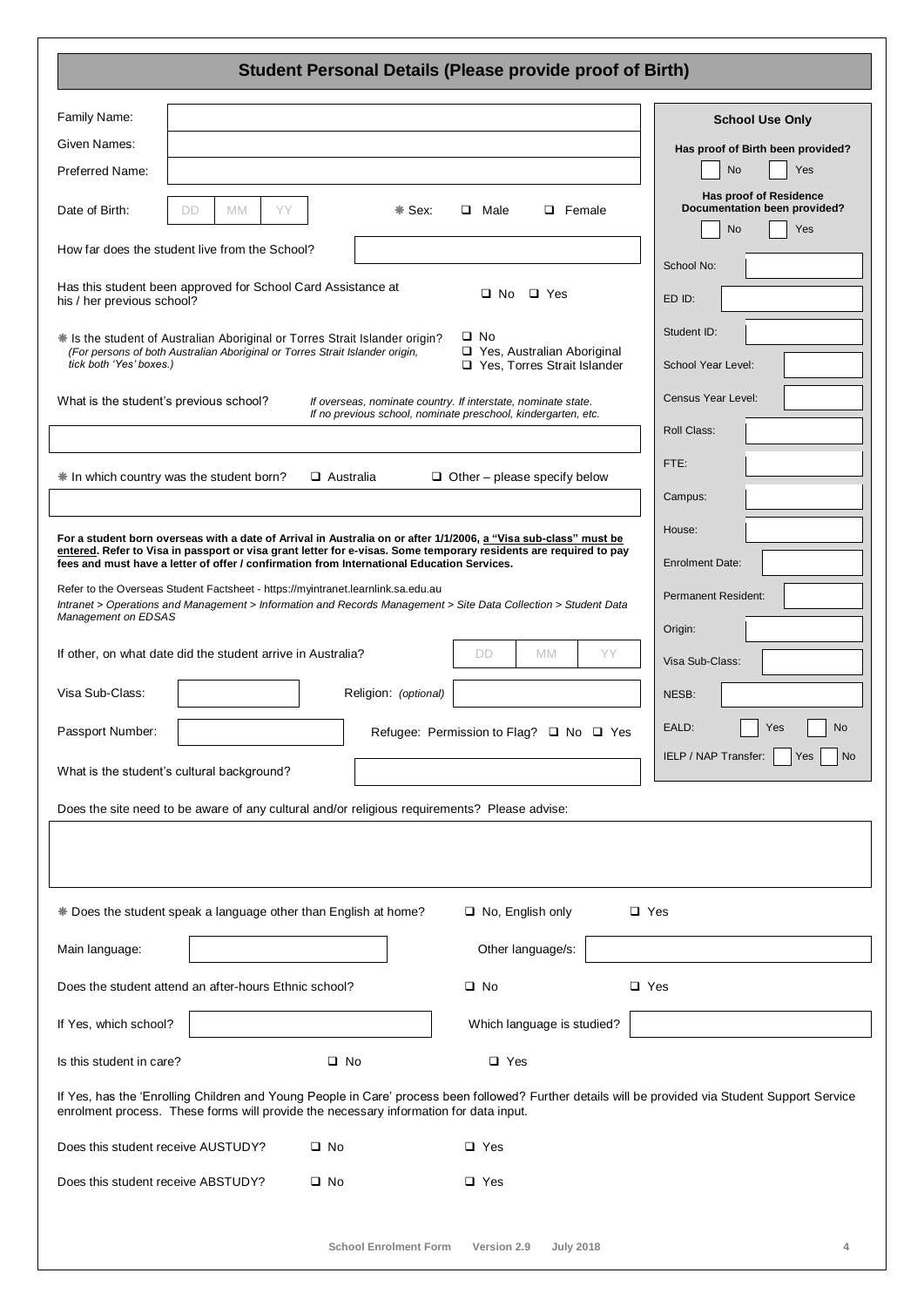## Student Personal Details (Please provide proof of Birth)

Family Name:

Given Names:

Preferred Name:

Date of Birth: DD MM YY ✻ Sex: ❑ Male ❑ Female

How far does the student live from the School?

Has this student been approved for School Card Assistance at his / her previous school? ❑ No ❑ Yes

✻ Is the student of Australian Aboriginal or Torres Strait Islander origin? *(For persons of both Australian Aboriginal or Torres Strait Islander origin, tick both 'Yes' boxes.)*
❑ No
❑ Yes, Australian Aboriginal
❑ Yes, Torres Strait Islander

What is the student's previous school? *If overseas, nominate country. If interstate, nominate state. If no previous school, nominate preschool, kindergarten, etc.*

✻ In which country was the student born? ❑ Australia ❑ Other – please specify below

**For a student born overseas with a date of Arrival in Australia on or after 1/1/2006, a "Visa sub-class" must be entered. Refer to Visa in passport or visa grant letter for e-visas. Some temporary residents are required to pay fees and must have a letter of offer / confirmation from International Education Services.**

Refer to the Overseas Student Factsheet - https://myintranet.learnlink.sa.edu.au
*Intranet > Operations and Management > Information and Records Management > Site Data Collection > Student Data Management on EDSAS*

If other, on what date did the student arrive in Australia? DD MM YY

Visa Sub-Class: Religion: *(optional)*

Passport Number: Refugee: Permission to Flag? ❑ No ❑ Yes

What is the student's cultural background?

Does the site need to be aware of any cultural and/or religious requirements? Please advise:

✻ Does the student speak a language other than English at home? ❑ No, English only ❑ Yes

Main language: Other language/s:

Does the student attend an after-hours Ethnic school? ❑ No ❑ Yes

If Yes, which school? Which language is studied?

Is this student in care? ❑ No ❑ Yes

If Yes, has the 'Enrolling Children and Young People in Care' process been followed? Further details will be provided via Student Support Service enrolment process. These forms will provide the necessary information for data input.

Does this student receive AUSTUDY? ❑ No ❑ Yes

Does this student receive ABSTUDY? ❑ No ❑ Yes

### School Use Only

**Has proof of Birth been provided?** No Yes

**Has proof of Residence Documentation been provided?** No Yes

School No:

ED ID:

Student ID:

School Year Level:

Census Year Level:

Roll Class:

FTE:

Campus:

House:

Enrolment Date:

Permanent Resident:

Origin:

Visa Sub-Class:

NESB:

EALD: Yes No

IELP / NAP Transfer: Yes No

School Enrolment Form Version 2.9 July 2018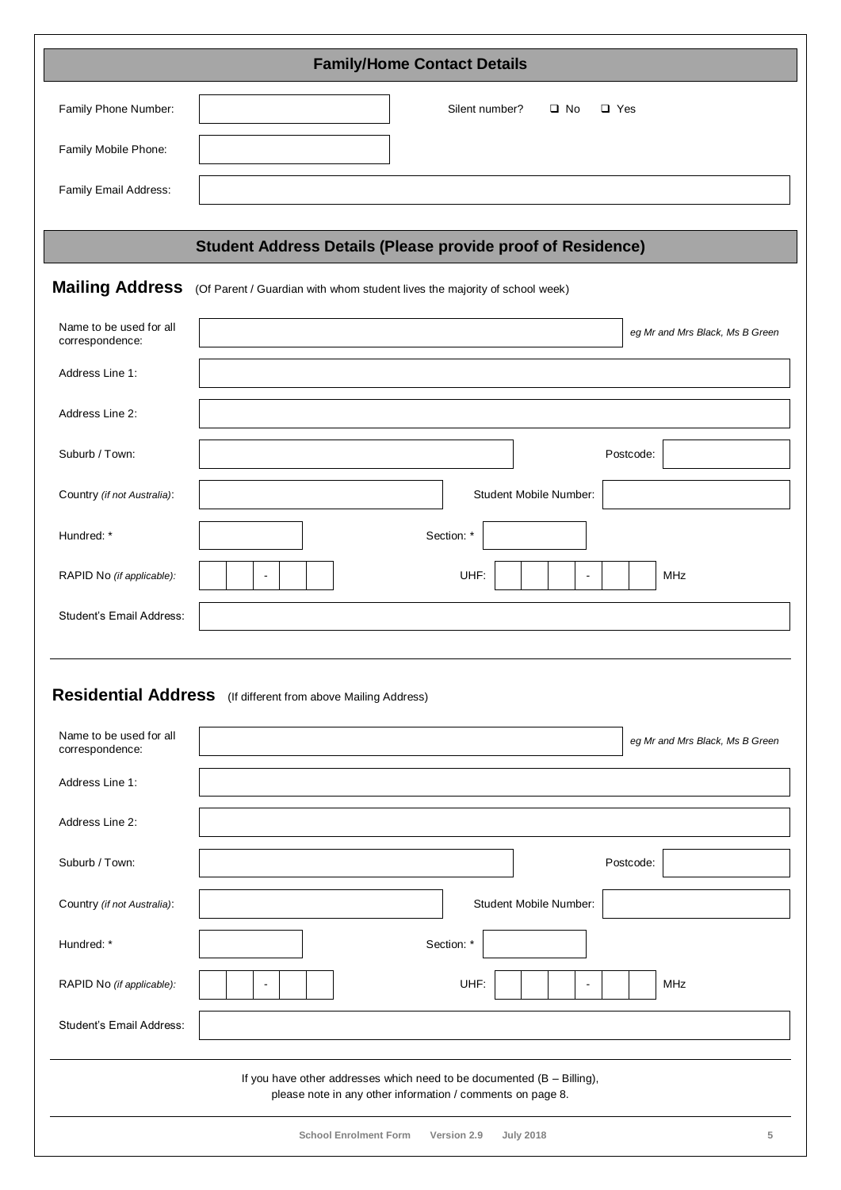## Family/Home Contact Details

| | | | |
|---|---|---|---|
| Family Phone Number: | | Silent number? | ❑ No ❑ Yes |
| Family Mobile Phone: | | | |
| Family Email Address: | | | |

## Student Address Details (Please provide proof of Residence)

### Mailing Address (Of Parent / Guardian with whom student lives the majority of school week)

| | | | |
|---|---|---|---|
| Name to be used for all correspondence: | | *eg Mr and Mrs Black, Ms B Green* | |
| Address Line 1: | | | |
| Address Line 2: | | | |
| Suburb / Town: | | Postcode: | |
| Country *(if not Australia)*: | | Student Mobile Number: | |
| Hundred: * | | Section: * | |
| RAPID No *(if applicable):* | - | UHF: | - MHz |
| Student's Email Address: | | | |

### Residential Address (If different from above Mailing Address)

| | | | |
|---|---|---|---|
| Name to be used for all correspondence: | | *eg Mr and Mrs Black, Ms B Green* | |
| Address Line 1: | | | |
| Address Line 2: | | | |
| Suburb / Town: | | Postcode: | |
| Country *(if not Australia)*: | | Student Mobile Number: | |
| Hundred: * | | Section: * | |
| RAPID No *(if applicable):* | - | UHF: | - MHz |
| Student's Email Address: | | | |

If you have other addresses which need to be documented (B – Billing), please note in any other information / comments on page 8.

School Enrolment Form Version 2.9 July 2018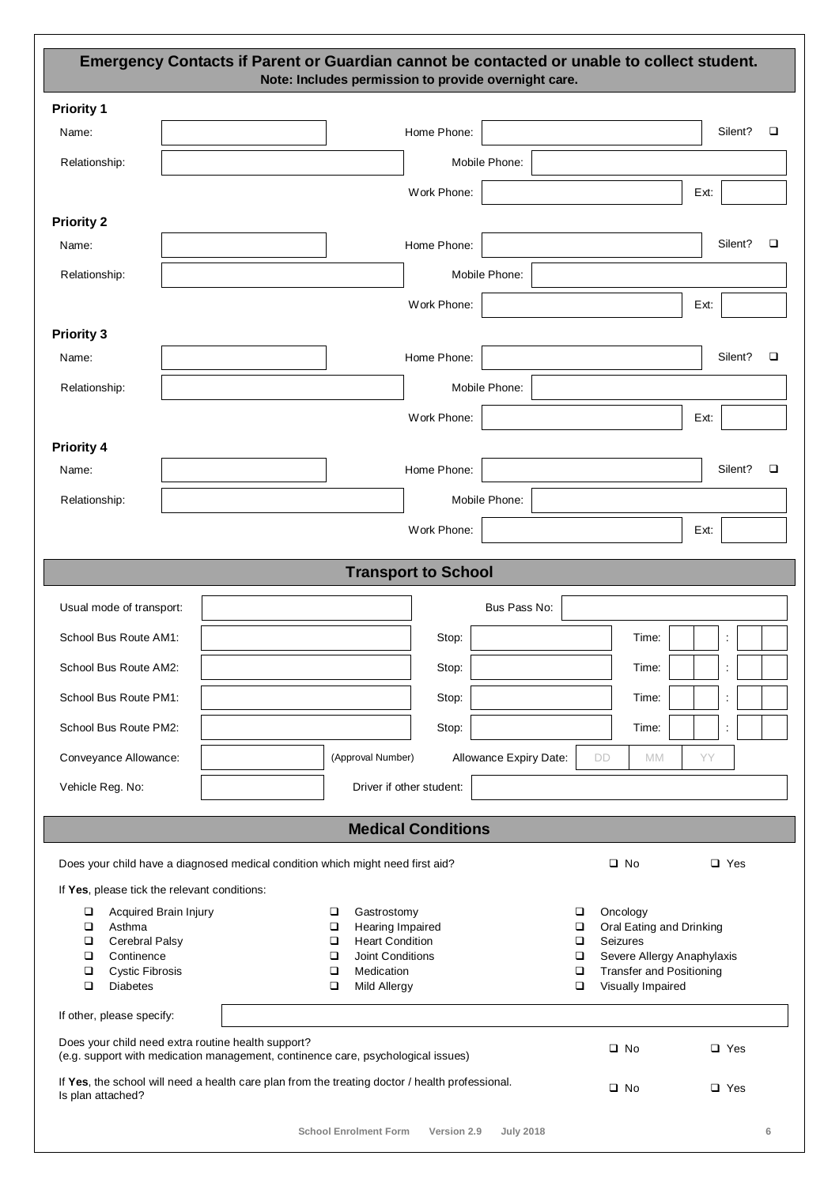## Emergency Contacts if Parent or Guardian cannot be contacted or unable to collect student.

**Note: Includes permission to provide overnight care.**

**Priority 1**

| | | | | | |
|---|---|---|---|---|---|
| Name: | | Home Phone: | | Silent? | ❑ |
| Relationship: | | Mobile Phone: | | | |
| | | Work Phone: | | Ext: | |

**Priority 2**

| | | | | | |
|---|---|---|---|---|---|
| Name: | | Home Phone: | | Silent? | ❑ |
| Relationship: | | Mobile Phone: | | | |
| | | Work Phone: | | Ext: | |

**Priority 3**

| | | | | | |
|---|---|---|---|---|---|
| Name: | | Home Phone: | | Silent? | ❑ |
| Relationship: | | Mobile Phone: | | | |
| | | Work Phone: | | Ext: | |

**Priority 4**

| | | | | | |
|---|---|---|---|---|---|
| Name: | | Home Phone: | | Silent? | ❑ |
| Relationship: | | Mobile Phone: | | | |
| | | Work Phone: | | Ext: | |

## Transport to School

| | | | | | |
|---|---|---|---|---|---|
| Usual mode of transport: | | Bus Pass No: | | | |
| School Bus Route AM1: | | Stop: | | Time: | : |
| School Bus Route AM2: | | Stop: | | Time: | : |
| School Bus Route PM1: | | Stop: | | Time: | : |
| School Bus Route PM2: | | Stop: | | Time: | : |
| Conveyance Allowance: | (Approval Number) | Allowance Expiry Date: | DD MM YY | | |
| Vehicle Reg. No: | | Driver if other student: | | | |

## Medical Conditions

Does your child have a diagnosed medical condition which might need first aid? ❑ No ❑ Yes

If **Yes**, please tick the relevant conditions:

| | | |
|---|---|---|
| ❑ Acquired Brain Injury | ❑ Gastrostomy | ❑ Oncology |
| ❑ Asthma | ❑ Hearing Impaired | ❑ Oral Eating and Drinking |
| ❑ Cerebral Palsy | ❑ Heart Condition | ❑ Seizures |
| ❑ Continence | ❑ Joint Conditions | ❑ Severe Allergy Anaphylaxis |
| ❑ Cystic Fibrosis | ❑ Medication | ❑ Transfer and Positioning |
| ❑ Diabetes | ❑ Mild Allergy | ❑ Visually Impaired |

If other, please specify:

Does your child need extra routine health support?
(e.g. support with medication management, continence care, psychological issues) ❑ No ❑ Yes

If **Yes**, the school will need a health care plan from the treating doctor / health professional.
Is plan attached? ❑ No ❑ Yes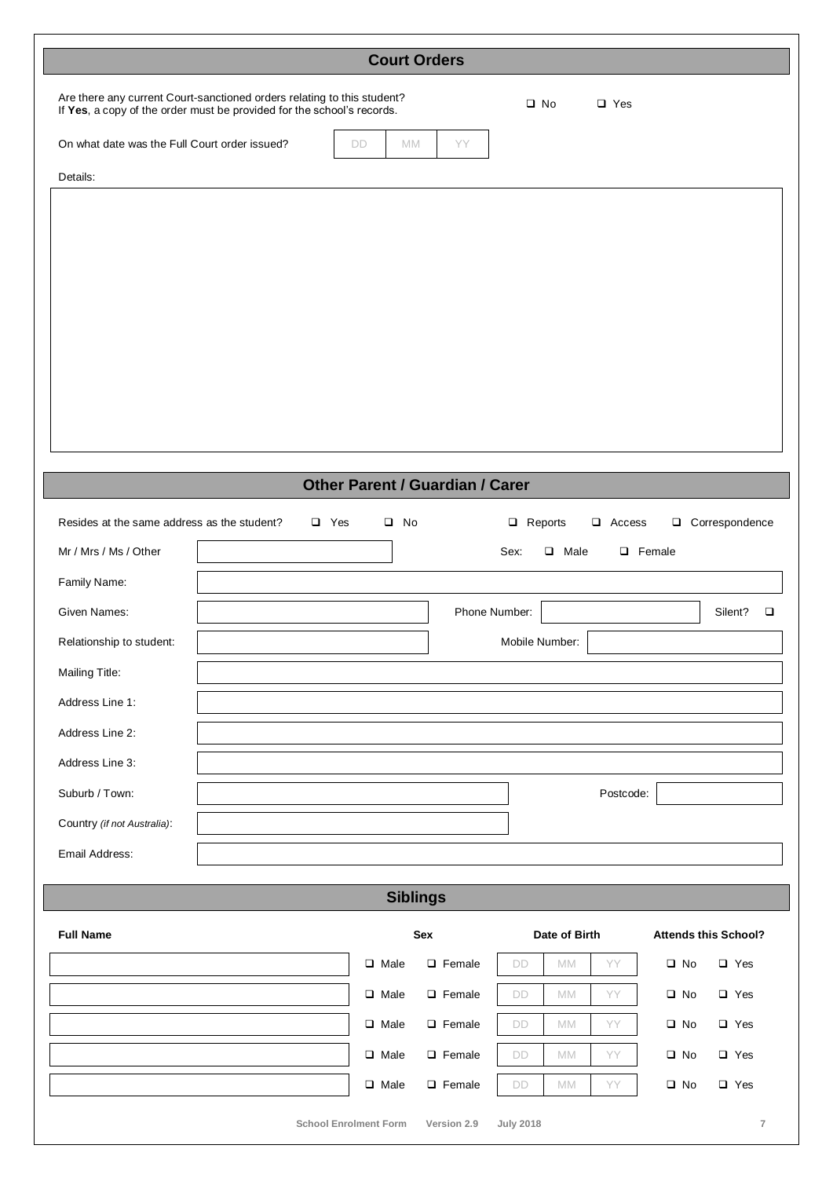## Court Orders

Are there any current Court-sanctioned orders relating to this student? ☐ No ☐ Yes
If **Yes**, a copy of the order must be provided for the school's records.

On what date was the Full Court order issued? DD / MM / YY

Details:

## Other Parent / Guardian / Carer

Resides at the same address as the student? ☐ Yes ☐ No ☐ Reports ☐ Access ☐ Correspondence

Mr / Mrs / Ms / Other: Sex: ☐ Male ☐ Female

Family Name:

Given Names: Phone Number: Silent? ☐

Relationship to student: Mobile Number:

Mailing Title:

Address Line 1:

Address Line 2:

Address Line 3:

Suburb / Town: Postcode:

Country *(if not Australia)*:

Email Address:

## Siblings

| Full Name | Sex | | Date of Birth | | | Attends this School? | |
|---|---|---|---|---|---|---|---|
| | ☐ Male | ☐ Female | DD | MM | YY | ☐ No | ☐ Yes |
| | ☐ Male | ☐ Female | DD | MM | YY | ☐ No | ☐ Yes |
| | ☐ Male | ☐ Female | DD | MM | YY | ☐ No | ☐ Yes |
| | ☐ Male | ☐ Female | DD | MM | YY | ☐ No | ☐ Yes |
| | ☐ Male | ☐ Female | DD | MM | YY | ☐ No | ☐ Yes |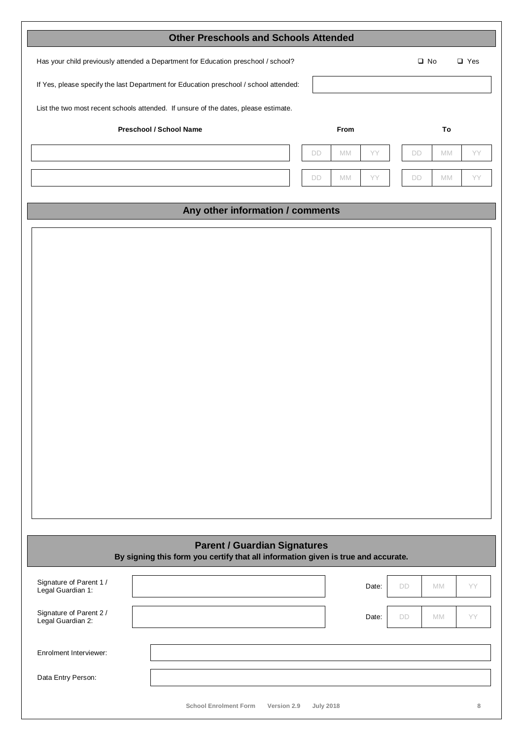## Other Preschools and Schools Attended

Has your child previously attended a Department for Education preschool / school? ❑ No ❑ Yes

If Yes, please specify the last Department for Education preschool / school attended:

List the two most recent schools attended. If unsure of the dates, please estimate.

| Preschool / School Name | From | | | To | | |
|---|---|---|---|---|---|---|
| | DD | MM | YY | DD | MM | YY |
| | DD | MM | YY | DD | MM | YY |

## Any other information / comments

## Parent / Guardian Signatures

**By signing this form you certify that all information given is true and accurate.**

| | | | | | |
|---|---|---|---|---|---|
| Signature of Parent 1 / Legal Guardian 1: | | Date: | DD | MM | YY |
| Signature of Parent 2 / Legal Guardian 2: | | Date: | DD | MM | YY |

Enrolment Interviewer:

Data Entry Person:

School Enrolment Form Version 2.9 July 2018